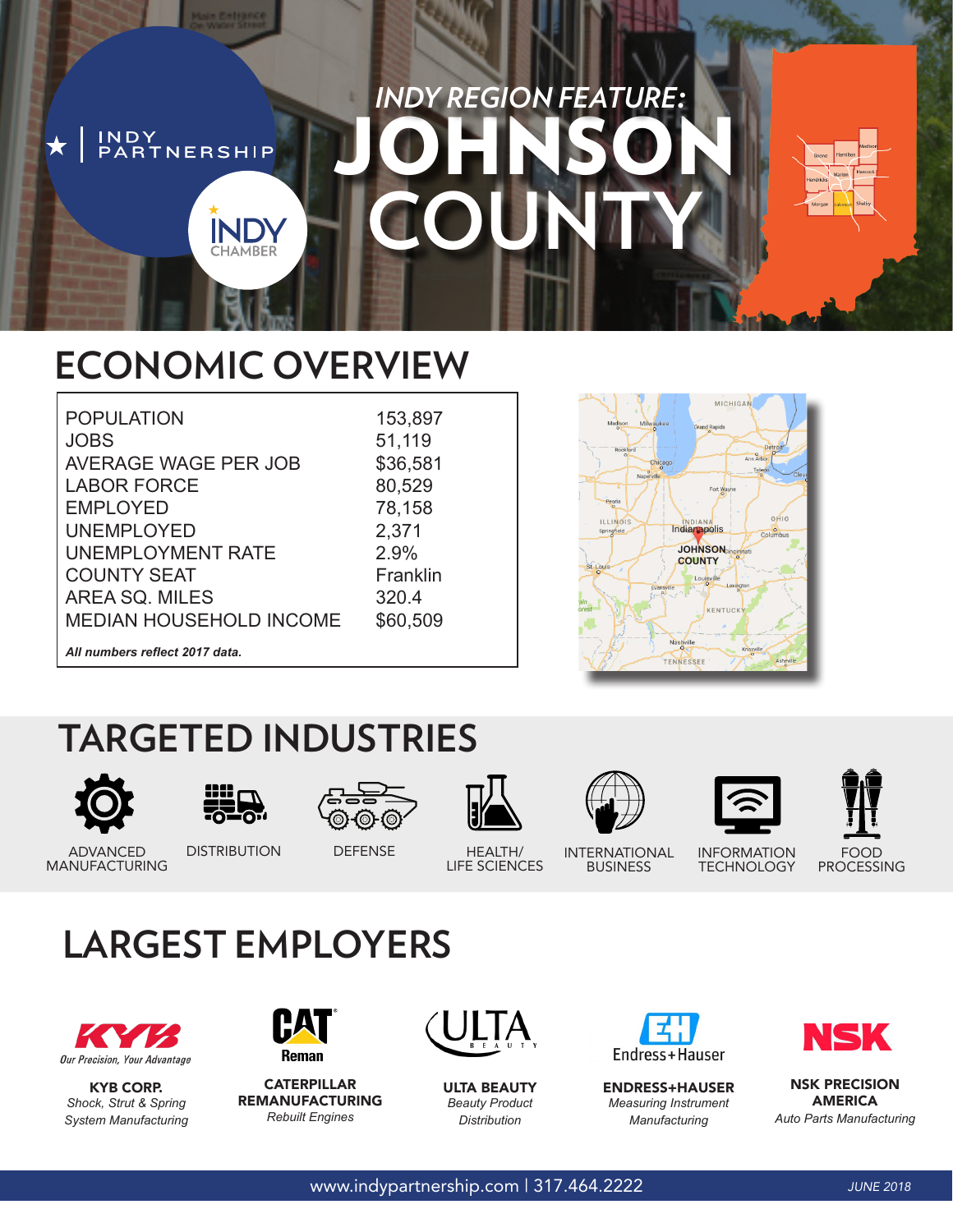INDY PARTNERSHIP

INDY CHAMBER

*INDY REGION FEATURE:*

# JOHNSON COUNTY

## ECONOMIC OVERVIEW

| | |
|---|---|
| POPULATION | 153,897 |
| JOBS | 51,119 |
| AVERAGE WAGE PER JOB | $36,581 |
| LABOR FORCE | 80,529 |
| EMPLOYED | 78,158 |
| UNEMPLOYED | 2,371 |
| UNEMPLOYMENT RATE | 2.9% |
| COUNTY SEAT | Franklin |
| AREA SQ. MILES | 320.4 |
| MEDIAN HOUSEHOLD INCOME | $60,509 |

***All numbers reflect 2017 data.***

## TARGETED INDUSTRIES

- ADVANCED MANUFACTURING
- DISTRIBUTION
- DEFENSE
- HEALTH/ LIFE SCIENCES
- INTERNATIONAL BUSINESS
- INFORMATION TECHNOLOGY
- FOOD PROCESSING

## LARGEST EMPLOYERS

**KYB CORP.**
*Shock, Strut & Spring System Manufacturing*

**CATERPILLAR REMANUFACTURING**
*Rebuilt Engines*

**ULTA BEAUTY**
*Beauty Product Distribution*

**ENDRESS+HAUSER**
*Measuring Instrument Manufacturing*

**NSK PRECISION AMERICA**
*Auto Parts Manufacturing*

www.indypartnership.com | 317.464.2222

*JUNE 2018*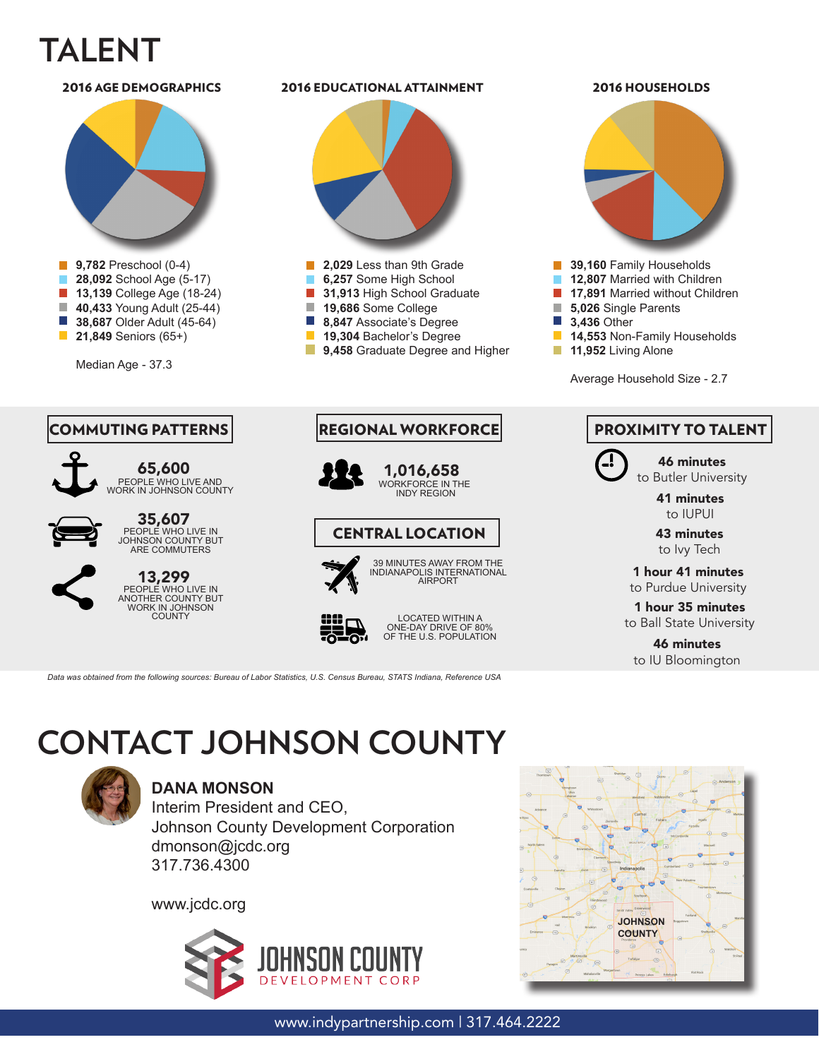# TALENT

## 2016 AGE DEMOGRAPHICS

- **9,782** Preschool (0-4)
- **28,092** School Age (5-17)
- **13,139** College Age (18-24)
- **40,433** Young Adult (25-44)
- **38,687** Older Adult (45-64)
- **21,849** Seniors (65+)

Median Age - 37.3

## 2016 EDUCATIONAL ATTAINMENT

- **2,029** Less than 9th Grade
- **6,257** Some High School
- **31,913** High School Graduate
- **19,686** Some College
- **8,847** Associate's Degree
- **19,304** Bachelor's Degree
- **9,458** Graduate Degree and Higher

## 2016 HOUSEHOLDS

- **39,160** Family Households
- **12,807** Married with Children
- **17,891** Married without Children
- **5,026** Single Parents
- **3,436** Other
- **14,553** Non-Family Households
- **11,952** Living Alone

Average Household Size - 2.7

## COMMUTING PATTERNS

**65,600**
PEOPLE WHO LIVE AND WORK IN JOHNSON COUNTY

**35,607**
PEOPLE WHO LIVE IN JOHNSON COUNTY BUT ARE COMMUTERS

**13,299**
PEOPLE WHO LIVE IN ANOTHER COUNTY BUT WORK IN JOHNSON COUNTY

## REGIONAL WORKFORCE

**1,016,658**
WORKFORCE IN THE INDY REGION

## CENTRAL LOCATION

39 MINUTES AWAY FROM THE INDIANAPOLIS INTERNATIONAL AIRPORT

LOCATED WITHIN A ONE-DAY DRIVE OF 80% OF THE U.S. POPULATION

## PROXIMITY TO TALENT

**46 minutes**
to Butler University

**41 minutes**
to IUPUI

**43 minutes**
to Ivy Tech

**1 hour 41 minutes**
to Purdue University

**1 hour 35 minutes**
to Ball State University

**46 minutes**
to IU Bloomington

*Data was obtained from the following sources: Bureau of Labor Statistics, U.S. Census Bureau, STATS Indiana, Reference USA*

# CONTACT JOHNSON COUNTY

**DANA MONSON**
Interim President and CEO,
Johnson County Development Corporation
dmonson@jcdc.org
317.736.4300

www.jcdc.org

JOHNSON COUNTY
DEVELOPMENT CORP

www.indypartnership.com | 317.464.2222